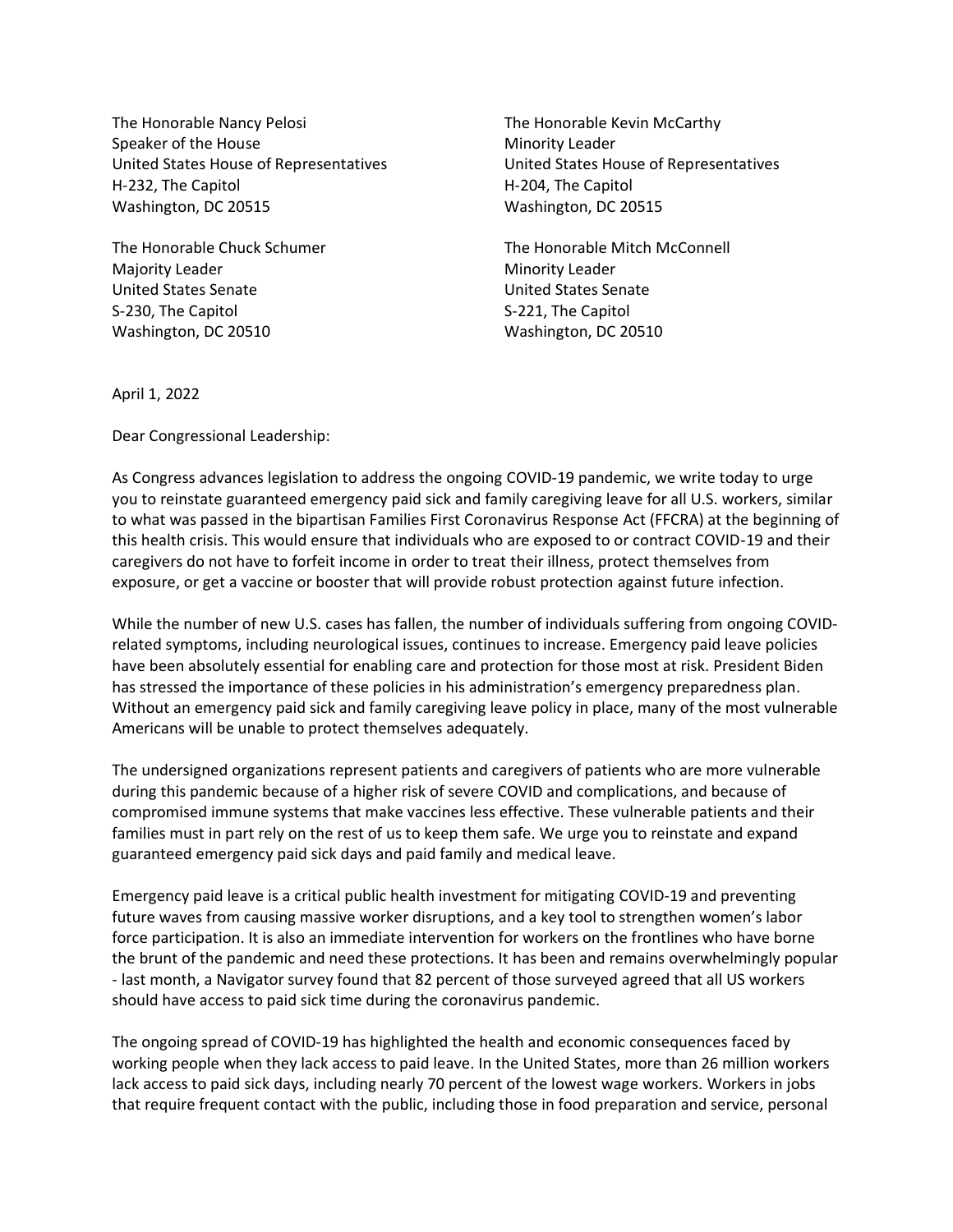The Honorable Nancy Pelosi
Speaker of the House
United States House of Representatives
H-232, The Capitol
Washington, DC 20515

The Honorable Kevin McCarthy
Minority Leader
United States House of Representatives
H-204, The Capitol
Washington, DC 20515

The Honorable Chuck Schumer
Majority Leader
United States Senate
S-230, The Capitol
Washington, DC 20510

The Honorable Mitch McConnell
Minority Leader
United States Senate
S-221, The Capitol
Washington, DC 20510

April 1, 2022

Dear Congressional Leadership:

As Congress advances legislation to address the ongoing COVID-19 pandemic, we write today to urge you to reinstate guaranteed emergency paid sick and family caregiving leave for all U.S. workers, similar to what was passed in the bipartisan Families First Coronavirus Response Act (FFCRA) at the beginning of this health crisis. This would ensure that individuals who are exposed to or contract COVID-19 and their caregivers do not have to forfeit income in order to treat their illness, protect themselves from exposure, or get a vaccine or booster that will provide robust protection against future infection.

While the number of new U.S. cases has fallen, the number of individuals suffering from ongoing COVID-related symptoms, including neurological issues, continues to increase. Emergency paid leave policies have been absolutely essential for enabling care and protection for those most at risk. President Biden has stressed the importance of these policies in his administration's emergency preparedness plan. Without an emergency paid sick and family caregiving leave policy in place, many of the most vulnerable Americans will be unable to protect themselves adequately.

The undersigned organizations represent patients and caregivers of patients who are more vulnerable during this pandemic because of a higher risk of severe COVID and complications, and because of compromised immune systems that make vaccines less effective. These vulnerable patients and their families must in part rely on the rest of us to keep them safe. We urge you to reinstate and expand guaranteed emergency paid sick days and paid family and medical leave.

Emergency paid leave is a critical public health investment for mitigating COVID-19 and preventing future waves from causing massive worker disruptions, and a key tool to strengthen women's labor force participation. It is also an immediate intervention for workers on the frontlines who have borne the brunt of the pandemic and need these protections. It has been and remains overwhelmingly popular - last month, a Navigator survey found that 82 percent of those surveyed agreed that all US workers should have access to paid sick time during the coronavirus pandemic.

The ongoing spread of COVID-19 has highlighted the health and economic consequences faced by working people when they lack access to paid leave. In the United States, more than 26 million workers lack access to paid sick days, including nearly 70 percent of the lowest wage workers. Workers in jobs that require frequent contact with the public, including those in food preparation and service, personal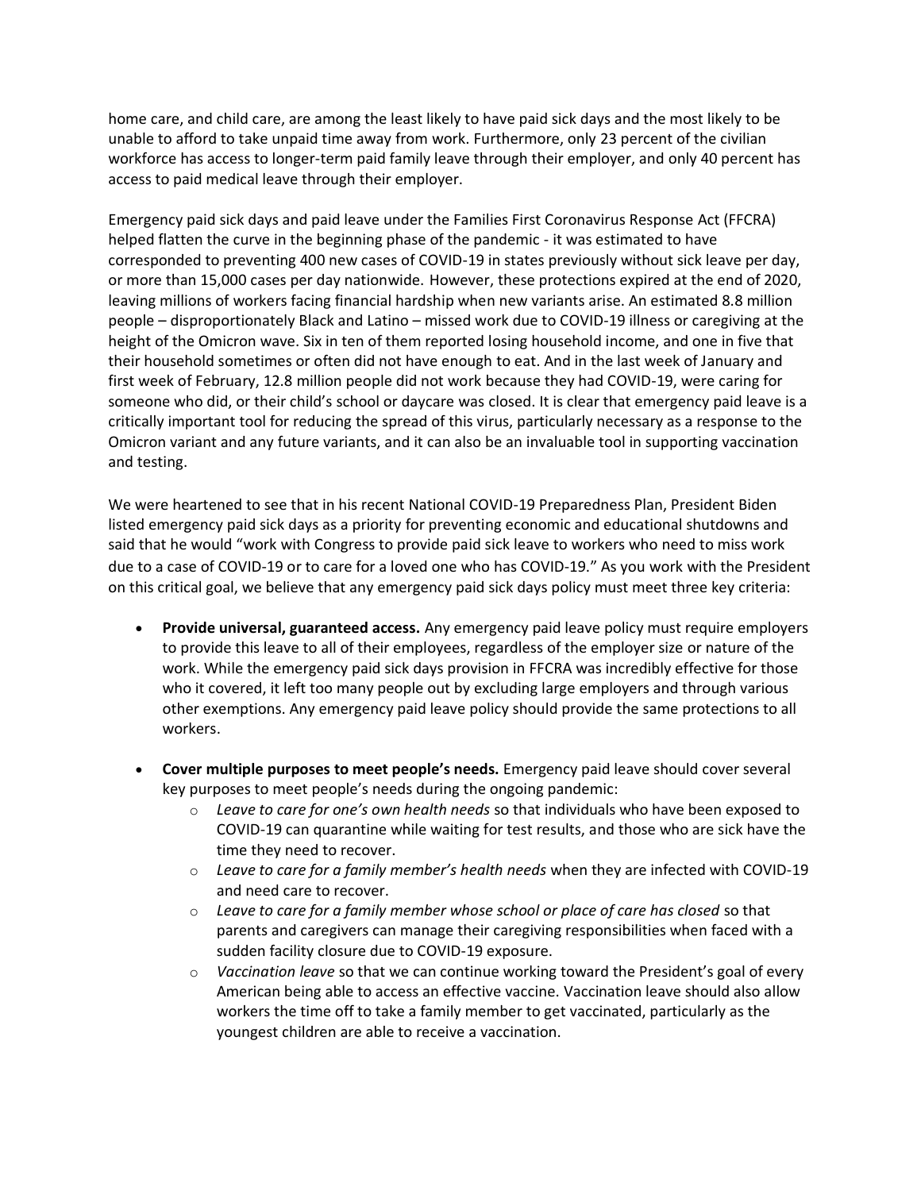home care, and child care, are among the least likely to have paid sick days and the most likely to be unable to afford to take unpaid time away from work. Furthermore, only 23 percent of the civilian workforce has access to longer-term paid family leave through their employer, and only 40 percent has access to paid medical leave through their employer.

Emergency paid sick days and paid leave under the Families First Coronavirus Response Act (FFCRA) helped flatten the curve in the beginning phase of the pandemic - it was estimated to have corresponded to preventing 400 new cases of COVID-19 in states previously without sick leave per day, or more than 15,000 cases per day nationwide. However, these protections expired at the end of 2020, leaving millions of workers facing financial hardship when new variants arise. An estimated 8.8 million people – disproportionately Black and Latino – missed work due to COVID-19 illness or caregiving at the height of the Omicron wave. Six in ten of them reported losing household income, and one in five that their household sometimes or often did not have enough to eat. And in the last week of January and first week of February, 12.8 million people did not work because they had COVID-19, were caring for someone who did, or their child's school or daycare was closed. It is clear that emergency paid leave is a critically important tool for reducing the spread of this virus, particularly necessary as a response to the Omicron variant and any future variants, and it can also be an invaluable tool in supporting vaccination and testing.

We were heartened to see that in his recent National COVID-19 Preparedness Plan, President Biden listed emergency paid sick days as a priority for preventing economic and educational shutdowns and said that he would "work with Congress to provide paid sick leave to workers who need to miss work due to a case of COVID-19 or to care for a loved one who has COVID-19." As you work with the President on this critical goal, we believe that any emergency paid sick days policy must meet three key criteria:

- **Provide universal, guaranteed access.** Any emergency paid leave policy must require employers to provide this leave to all of their employees, regardless of the employer size or nature of the work. While the emergency paid sick days provision in FFCRA was incredibly effective for those who it covered, it left too many people out by excluding large employers and through various other exemptions. Any emergency paid leave policy should provide the same protections to all workers.

- **Cover multiple purposes to meet people's needs.** Emergency paid leave should cover several key purposes to meet people's needs during the ongoing pandemic:
  - *Leave to care for one's own health needs* so that individuals who have been exposed to COVID-19 can quarantine while waiting for test results, and those who are sick have the time they need to recover.
  - *Leave to care for a family member's health needs* when they are infected with COVID-19 and need care to recover.
  - *Leave to care for a family member whose school or place of care has closed* so that parents and caregivers can manage their caregiving responsibilities when faced with a sudden facility closure due to COVID-19 exposure.
  - *Vaccination leave* so that we can continue working toward the President's goal of every American being able to access an effective vaccine. Vaccination leave should also allow workers the time off to take a family member to get vaccinated, particularly as the youngest children are able to receive a vaccination.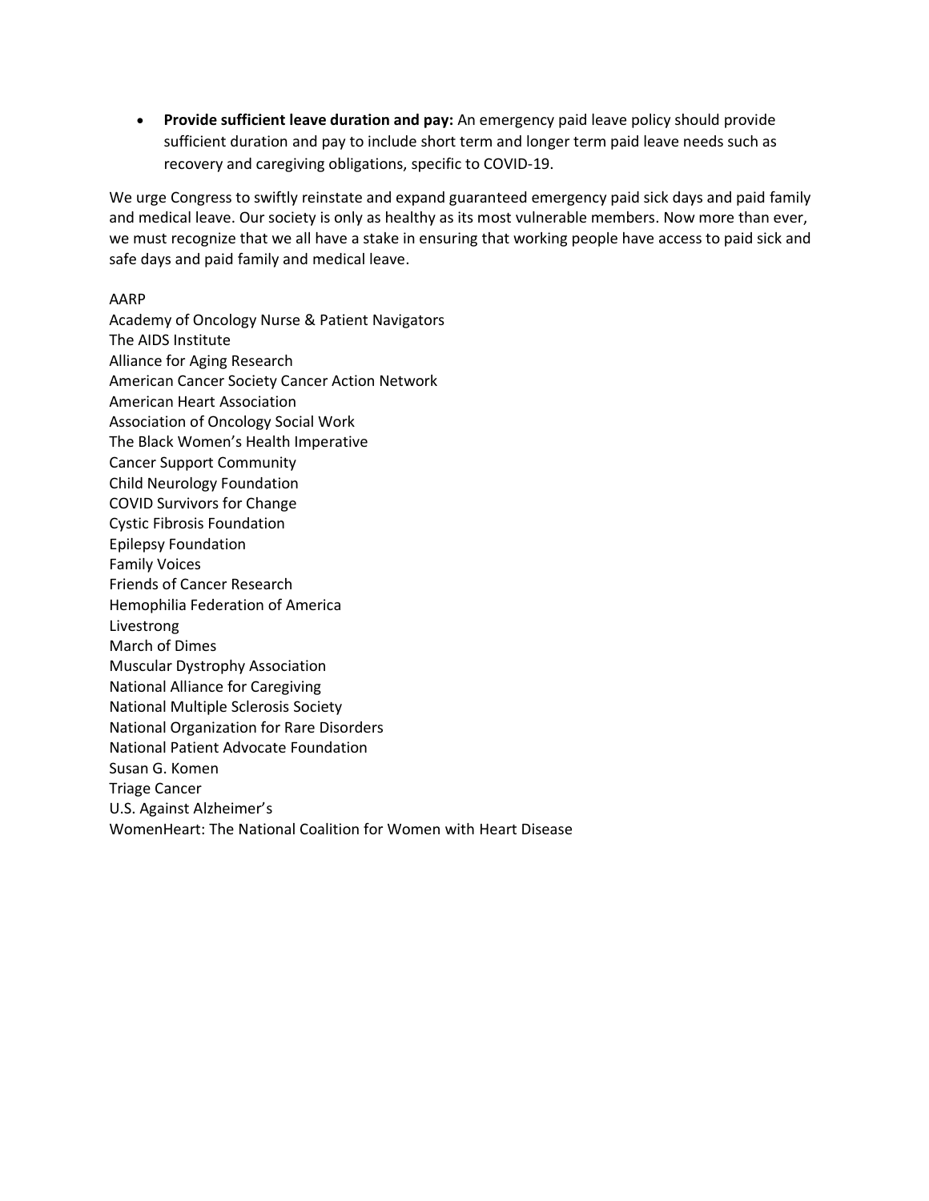- **Provide sufficient leave duration and pay:** An emergency paid leave policy should provide sufficient duration and pay to include short term and longer term paid leave needs such as recovery and caregiving obligations, specific to COVID-19.

We urge Congress to swiftly reinstate and expand guaranteed emergency paid sick days and paid family and medical leave. Our society is only as healthy as its most vulnerable members. Now more than ever, we must recognize that we all have a stake in ensuring that working people have access to paid sick and safe days and paid family and medical leave.

AARP
Academy of Oncology Nurse & Patient Navigators
The AIDS Institute
Alliance for Aging Research
American Cancer Society Cancer Action Network
American Heart Association
Association of Oncology Social Work
The Black Women's Health Imperative
Cancer Support Community
Child Neurology Foundation
COVID Survivors for Change
Cystic Fibrosis Foundation
Epilepsy Foundation
Family Voices
Friends of Cancer Research
Hemophilia Federation of America
Livestrong
March of Dimes
Muscular Dystrophy Association
National Alliance for Caregiving
National Multiple Sclerosis Society
National Organization for Rare Disorders
National Patient Advocate Foundation
Susan G. Komen
Triage Cancer
U.S. Against Alzheimer's
WomenHeart: The National Coalition for Women with Heart Disease